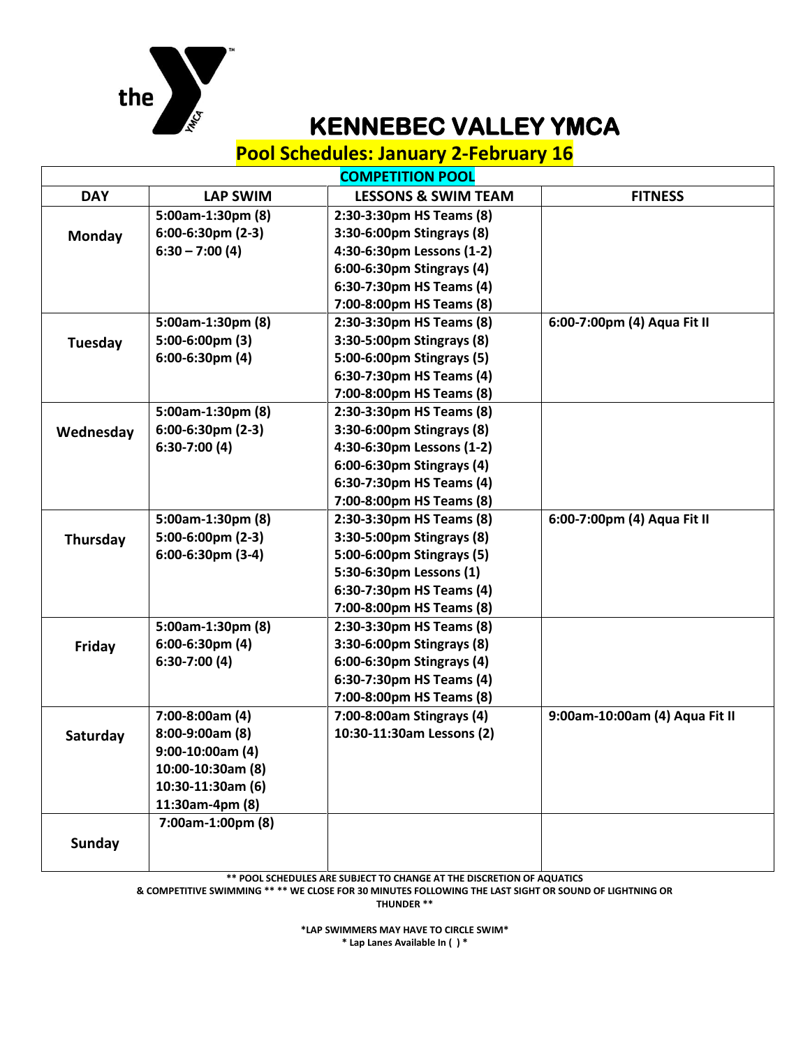# KENNEBEC VALLEY YMCA

## Pool Schedules: January 2-February 16

| COMPETITION POOL | | | |
|---|---|---|---|
| **DAY** | **LAP SWIM** | **LESSONS & SWIM TEAM** | **FITNESS** |
| **Monday** | 5:00am-1:30pm (8)<br>6:00-6:30pm (2-3)<br>6:30 – 7:00 (4) | 2:30-3:30pm HS Teams (8)<br>3:30-6:00pm Stingrays (8)<br>4:30-6:30pm Lessons (1-2)<br>6:00-6:30pm Stingrays (4)<br>6:30-7:30pm HS Teams (4)<br>7:00-8:00pm HS Teams (8) | |
| **Tuesday** | 5:00am-1:30pm (8)<br>5:00-6:00pm (3)<br>6:00-6:30pm (4) | 2:30-3:30pm HS Teams (8)<br>3:30-5:00pm Stingrays (8)<br>5:00-6:00pm Stingrays (5)<br>6:30-7:30pm HS Teams (4)<br>7:00-8:00pm HS Teams (8) | 6:00-7:00pm (4) Aqua Fit II |
| **Wednesday** | 5:00am-1:30pm (8)<br>6:00-6:30pm (2-3)<br>6:30-7:00 (4) | 2:30-3:30pm HS Teams (8)<br>3:30-6:00pm Stingrays (8)<br>4:30-6:30pm Lessons (1-2)<br>6:00-6:30pm Stingrays (4)<br>6:30-7:30pm HS Teams (4)<br>7:00-8:00pm HS Teams (8) | |
| **Thursday** | 5:00am-1:30pm (8)<br>5:00-6:00pm (2-3)<br>6:00-6:30pm (3-4) | 2:30-3:30pm HS Teams (8)<br>3:30-5:00pm Stingrays (8)<br>5:00-6:00pm Stingrays (5)<br>5:30-6:30pm Lessons (1)<br>6:30-7:30pm HS Teams (4)<br>7:00-8:00pm HS Teams (8) | 6:00-7:00pm (4) Aqua Fit II |
| **Friday** | 5:00am-1:30pm (8)<br>6:00-6:30pm (4)<br>6:30-7:00 (4) | 2:30-3:30pm HS Teams (8)<br>3:30-6:00pm Stingrays (8)<br>6:00-6:30pm Stingrays (4)<br>6:30-7:30pm HS Teams (4)<br>7:00-8:00pm HS Teams (8) | |
| **Saturday** | 7:00-8:00am (4)<br>8:00-9:00am (8)<br>9:00-10:00am (4)<br>10:00-10:30am (8)<br>10:30-11:30am (6)<br>11:30am-4pm (8) | 7:00-8:00am Stingrays (4)<br>10:30-11:30am Lessons (2) | 9:00am-10:00am (4) Aqua Fit II |
| **Sunday** | 7:00am-1:00pm (8) | | |

**\*\* POOL SCHEDULES ARE SUBJECT TO CHANGE AT THE DISCRETION OF AQUATICS & COMPETITIVE SWIMMING \*\* \*\* WE CLOSE FOR 30 MINUTES FOLLOWING THE LAST SIGHT OR SOUND OF LIGHTNING OR THUNDER \*\***

**\*LAP SWIMMERS MAY HAVE TO CIRCLE SWIM\***

**\* Lap Lanes Available In ( ) \***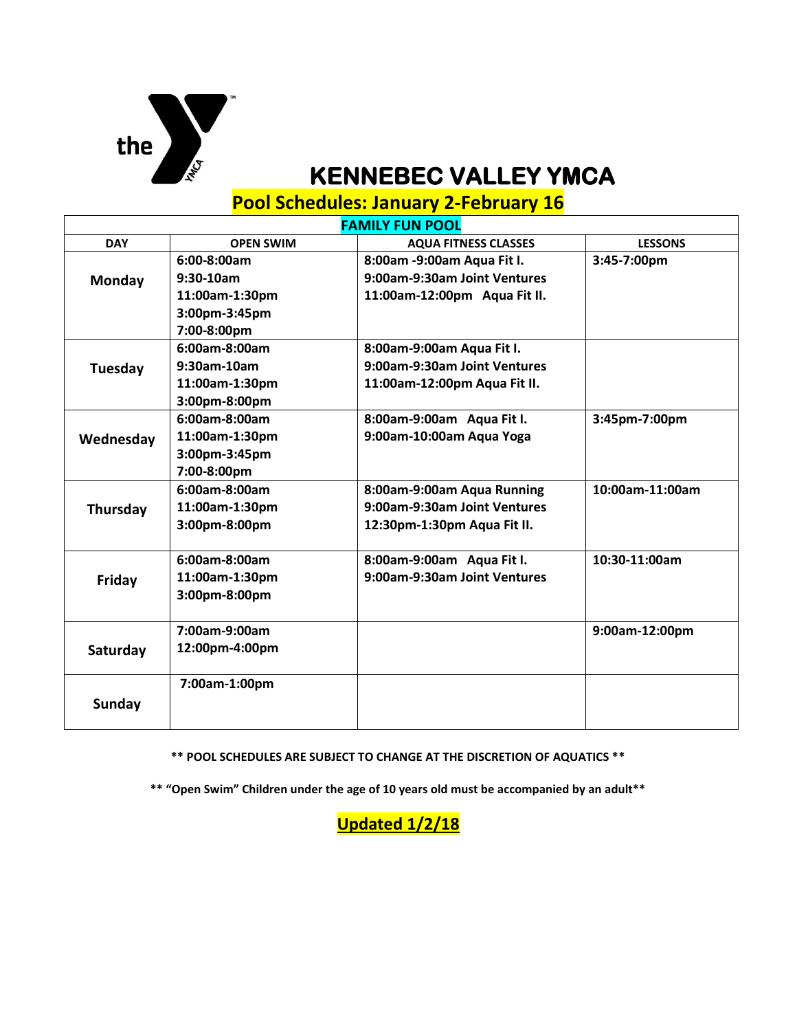# KENNEBEC VALLEY YMCA

## Pool Schedules: January 2-February 16

| FAMILY FUN POOL | | | |
|---|---|---|---|
| **DAY** | **OPEN SWIM** | **AQUA FITNESS CLASSES** | **LESSONS** |
| **Monday** | 6:00-8:00am<br>9:30-10am<br>11:00am-1:30pm<br>3:00pm-3:45pm<br>7:00-8:00pm | 8:00am -9:00am Aqua Fit I.<br>9:00am-9:30am Joint Ventures<br>11:00am-12:00pm Aqua Fit II. | 3:45-7:00pm |
| **Tuesday** | 6:00am-8:00am<br>9:30am-10am<br>11:00am-1:30pm<br>3:00pm-8:00pm | 8:00am-9:00am Aqua Fit I.<br>9:00am-9:30am Joint Ventures<br>11:00am-12:00pm Aqua Fit II. | |
| **Wednesday** | 6:00am-8:00am<br>11:00am-1:30pm<br>3:00pm-3:45pm<br>7:00-8:00pm | 8:00am-9:00am Aqua Fit I.<br>9:00am-10:00am Aqua Yoga | 3:45pm-7:00pm |
| **Thursday** | 6:00am-8:00am<br>11:00am-1:30pm<br>3:00pm-8:00pm | 8:00am-9:00am Aqua Running<br>9:00am-9:30am Joint Ventures<br>12:30pm-1:30pm Aqua Fit II. | 10:00am-11:00am |
| **Friday** | 6:00am-8:00am<br>11:00am-1:30pm<br>3:00pm-8:00pm | 8:00am-9:00am Aqua Fit I.<br>9:00am-9:30am Joint Ventures | 10:30-11:00am |
| **Saturday** | 7:00am-9:00am<br>12:00pm-4:00pm | | 9:00am-12:00pm |
| **Sunday** | 7:00am-1:00pm | | |

**\*\* POOL SCHEDULES ARE SUBJECT TO CHANGE AT THE DISCRETION OF AQUATICS \*\***

**\*\* "Open Swim" Children under the age of 10 years old must be accompanied by an adult\*\***

**Updated 1/2/18**